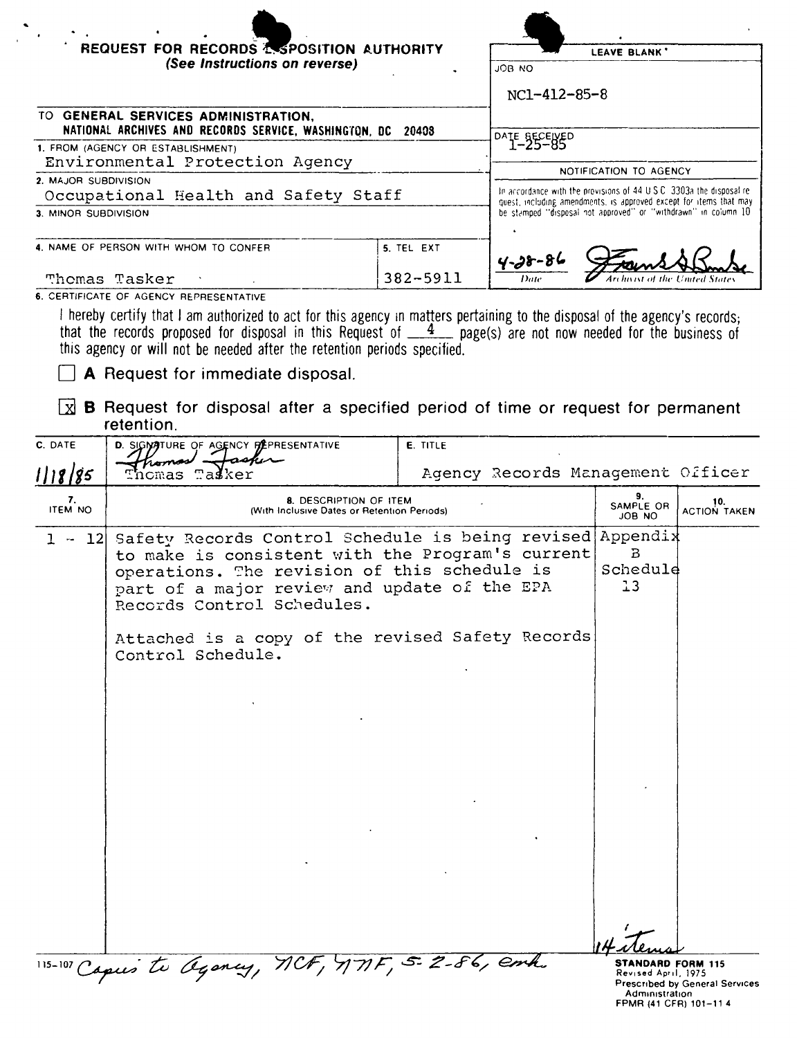# REQUEST FOR RECORDS DISPOSITION AUTHORITY

*(See Instructions on reverse)*

**LEAVE BLANK**

JOB NO

NC1-412-85-8

DATE RECEIVED
1-25-85

NOTIFICATION TO AGENCY

In accordance with the provisions of 44 U.S.C. 3303a the disposal request, including amendments, is approved except for items that may be stamped "disposal not approved" or "withdrawn" in column 10

4-28-86 — Date

Frank G. Burke — Archivist of the United States

TO **GENERAL SERVICES ADMINISTRATION, NATIONAL ARCHIVES AND RECORDS SERVICE, WASHINGTON, DC 20408**

1. FROM (AGENCY OR ESTABLISHMENT)
Environmental Protection Agency

2. MAJOR SUBDIVISION
Occupational Health and Safety Staff

3. MINOR SUBDIVISION

4. NAME OF PERSON WITH WHOM TO CONFER
Thomas Tasker

5. TEL EXT
382-5911

6. CERTIFICATE OF AGENCY REPRESENTATIVE

I hereby certify that I am authorized to act for this agency in matters pertaining to the disposal of the agency's records; that the records proposed for disposal in this Request of 4 page(s) are not now needed for the business of this agency or will not be needed after the retention periods specified.

☐ **A** Request for immediate disposal.

☒ **B** Request for disposal after a specified period of time or request for permanent retention.

| C. DATE | D. SIGNATURE OF AGENCY REPRESENTATIVE | E. TITLE |
|---|---|---|
| 1/18/85 | Thomas Tasker | Agency Records Management Officer |

| 7. ITEM NO | 8. DESCRIPTION OF ITEM (With Inclusive Dates or Retention Periods) | 9. SAMPLE OR JOB NO | 10. ACTION TAKEN |
|---|---|---|---|
| 1 - 12 | Safety Records Control Schedule is being revised to make is consistent with the Program's current operations. The revision of this schedule is part of a major review and update of the EPA Records Control Schedules.<br><br>Attached is a copy of the revised Safety Records Control Schedule. | Appendix B Schedule 13 | |

14 items

115-107 Copies to Agency, NCF, NNF, 5-2-86, emk

**STANDARD FORM 115**
Revised April, 1975
Prescribed by General Services Administration
FPMR (41 CFR) 101-11.4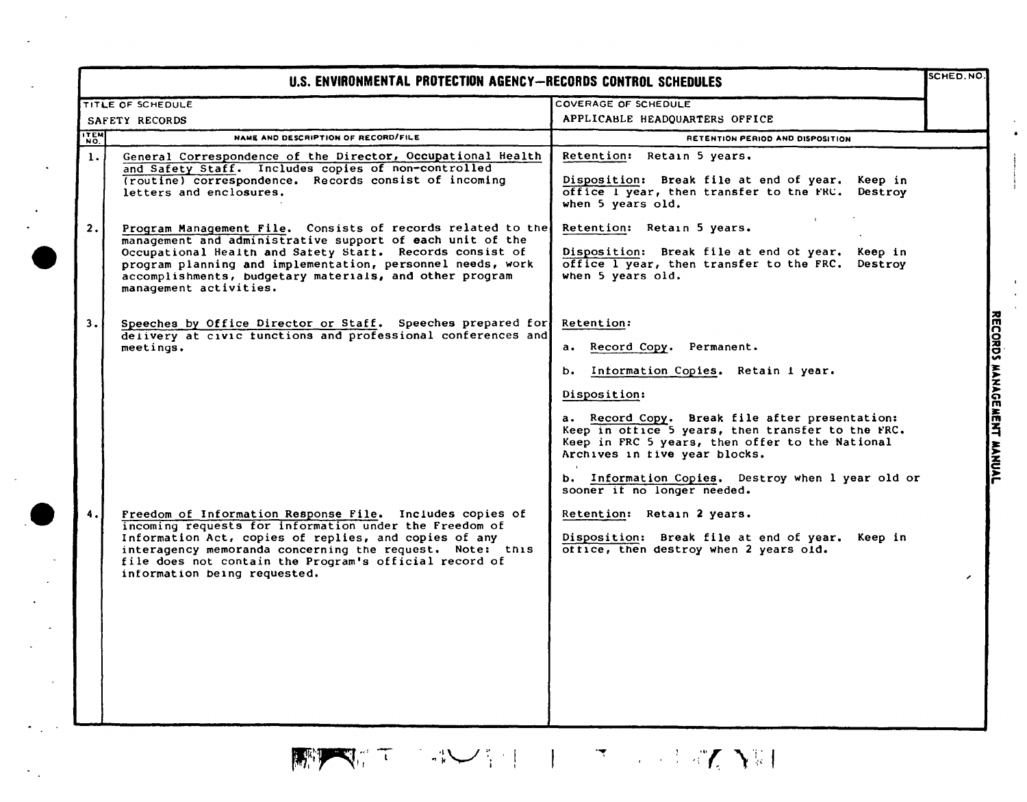# U.S. ENVIRONMENTAL PROTECTION AGENCY—RECORDS CONTROL SCHEDULES

| TITLE OF SCHEDULE | COVERAGE OF SCHEDULE | SCHED. NO. |
| --- | --- | --- |
| SAFETY RECORDS | APPLICABLE HEADQUARTERS OFFICE | |

| ITEM NO. | NAME AND DESCRIPTION OF RECORD/FILE | RETENTION PERIOD AND DISPOSITION |
| --- | --- | --- |
| 1. | General Correspondence of the Director, Occupational Health and Safety Staff. Includes copies of non-controlled (routine) correspondence. Records consist of incoming letters and enclosures. | Retention: Retain 5 years.<br><br>Disposition: Break file at end of year. Keep in office 1 year, then transfer to the FRC. Destroy when 5 years old. |
| 2. | Program Management File. Consists of records related to the management and administrative support of each unit of the Occupational Health and Safety Staff. Records consist of program planning and implementation, personnel needs, work accomplishments, budgetary materials, and other program management activities. | Retention: Retain 5 years.<br><br>Disposition: Break file at end of year. Keep in office 1 year, then transfer to the FRC. Destroy when 5 years old. |
| 3. | Speeches by Office Director or Staff. Speeches prepared for delivery at civic functions and professional conferences and meetings. | Retention:<br><br>a. Record Copy. Permanent.<br><br>b. Information Copies. Retain 1 year.<br><br>Disposition:<br><br>a. Record Copy. Break file after presentation: Keep in office 5 years, then transfer to the FRC. Keep in FRC 5 years, then offer to the National Archives in five year blocks.<br><br>b. Information Copies. Destroy when 1 year old or sooner if no longer needed. |
| 4. | Freedom of Information Response File. Includes copies of incoming requests for information under the Freedom of Information Act, copies of replies, and copies of any interagency memoranda concerning the request. Note: this file does not contain the Program's official record of information being requested. | Retention: Retain 2 years.<br><br>Disposition: Break file at end of year. Keep in office, then destroy when 2 years old. |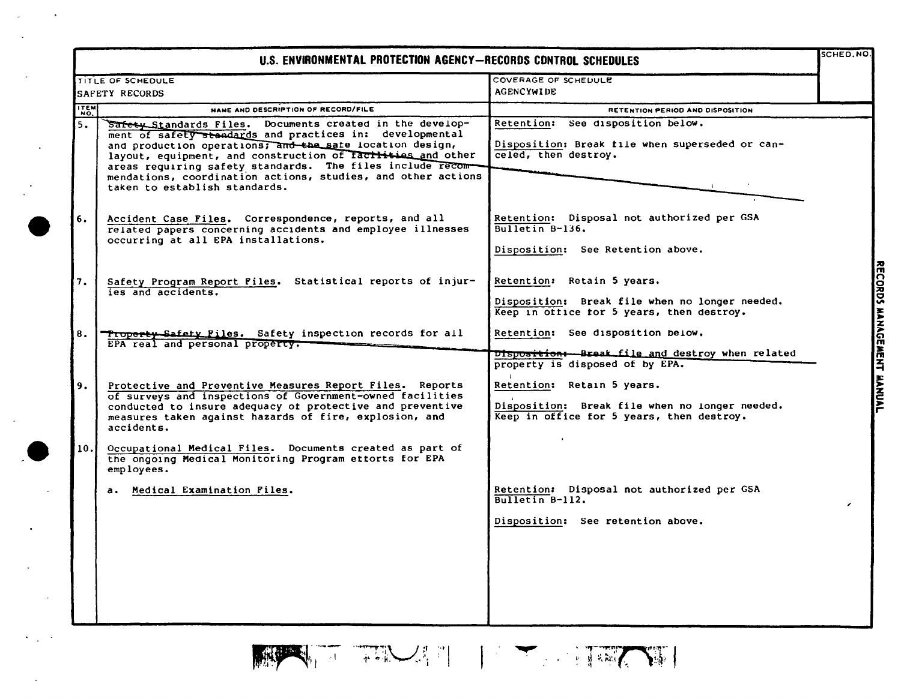# U.S. ENVIRONMENTAL PROTECTION AGENCY—RECORDS CONTROL SCHEDULES

| TITLE OF SCHEDULE | COVERAGE OF SCHEDULE | SCHED. NO. |
|---|---|---|
| SAFETY RECORDS | AGENCYWIDE | |

| ITEM NO. | NAME AND DESCRIPTION OF RECORD/FILE | RETENTION PERIOD AND DISPOSITION |
|---|---|---|
| 5. | Safety Standards Files. Documents created in the development of safety standards and practices in: developmental and production operations; and the safe location design, layout, equipment, and construction of facilities and other areas requiring safety standards. The files include recommendations, coordination actions, studies, and other actions taken to establish standards. | Retention: See disposition below.<br><br>Disposition: Break file when superseded or canceled, then destroy. |
| 6. | Accident Case Files. Correspondence, reports, and all related papers concerning accidents and employee illnesses occurring at all EPA installations. | Retention: Disposal not authorized per GSA Bulletin B-136.<br><br>Disposition: See Retention above. |
| 7. | Safety Program Report Files. Statistical reports of injuries and accidents. | Retention: Retain 5 years.<br><br>Disposition: Break file when no longer needed. Keep in office for 5 years, then destroy. |
| 8. | Property Safety Files. Safety inspection records for all EPA real and personal property. | Retention: See disposition below.<br><br>Disposition: Break file and destroy when related property is disposed of by EPA. |
| 9. | Protective and Preventive Measures Report Files. Reports of surveys and inspections of Government-owned facilities conducted to insure adequacy of protective and preventive measures taken against hazards of fire, explosion, and accidents. | Retention: Retain 5 years.<br><br>Disposition: Break file when no longer needed. Keep in office for 5 years, then destroy. |
| 10. | Occupational Medical Files. Documents created as part of the ongoing Medical Monitoring Program efforts for EPA employees. | |
| | a. Medical Examination Files. | Retention: Disposal not authorized per GSA Bulletin B-112.<br><br>Disposition: See retention above. |

RECORDS MANAGEMENT MANUAL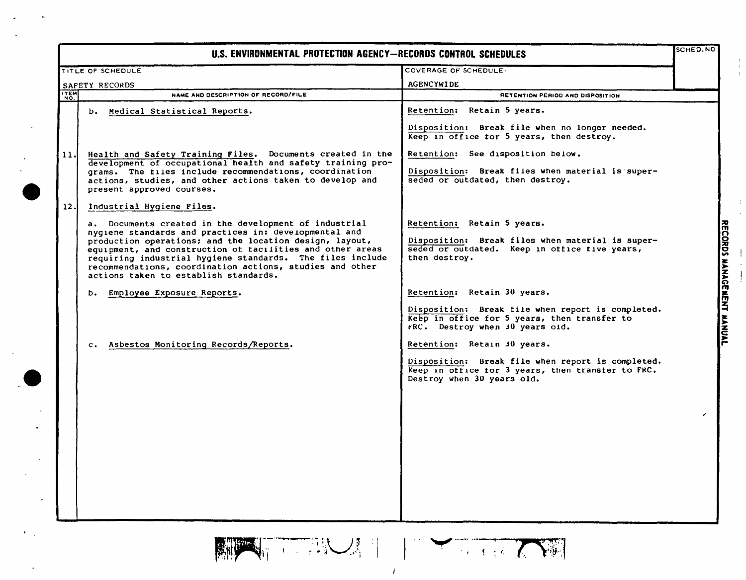# U.S. ENVIRONMENTAL PROTECTION AGENCY—RECORDS CONTROL SCHEDULES

| TITLE OF SCHEDULE | COVERAGE OF SCHEDULE | SCHED. NO. |
|---|---|---|
| SAFETY RECORDS | AGENCYWIDE | |

| ITEM NO. | NAME AND DESCRIPTION OF RECORD/FILE | RETENTION PERIOD AND DISPOSITION |
|---|---|---|
| | b. Medical Statistical Reports. | Retention: Retain 5 years.<br><br>Disposition: Break file when no longer needed. Keep in office for 5 years, then destroy. |
| 11. | Health and Safety Training Files. Documents created in the development of occupational health and safety training programs. The files include recommendations, coordination actions, studies, and other actions taken to develop and present approved courses. | Retention: See disposition below.<br><br>Disposition: Break files when material is superseded or outdated, then destroy. |
| 12. | Industrial Hygiene Files. | |
| | a. Documents created in the development of industrial hygiene standards and practices in: developmental and production operations; and the location design, layout, equipment, and construction of facilities and other areas requiring industrial hygiene standards. The files include recommendations, coordination actions, studies and other actions taken to establish standards. | Retention: Retain 5 years.<br><br>Disposition: Break files when material is superseded or outdated. Keep in office five years, then destroy. |
| | b. Employee Exposure Reports. | Retention: Retain 30 years.<br><br>Disposition: Break file when report is completed. Keep in office for 5 years, then transfer to FRC. Destroy when 30 years old. |
| | c. Asbestos Monitoring Records/Reports. | Retention: Retain 30 years.<br><br>Disposition: Break file when report is completed. Keep in office for 3 years, then transfer to FRC. Destroy when 30 years old. |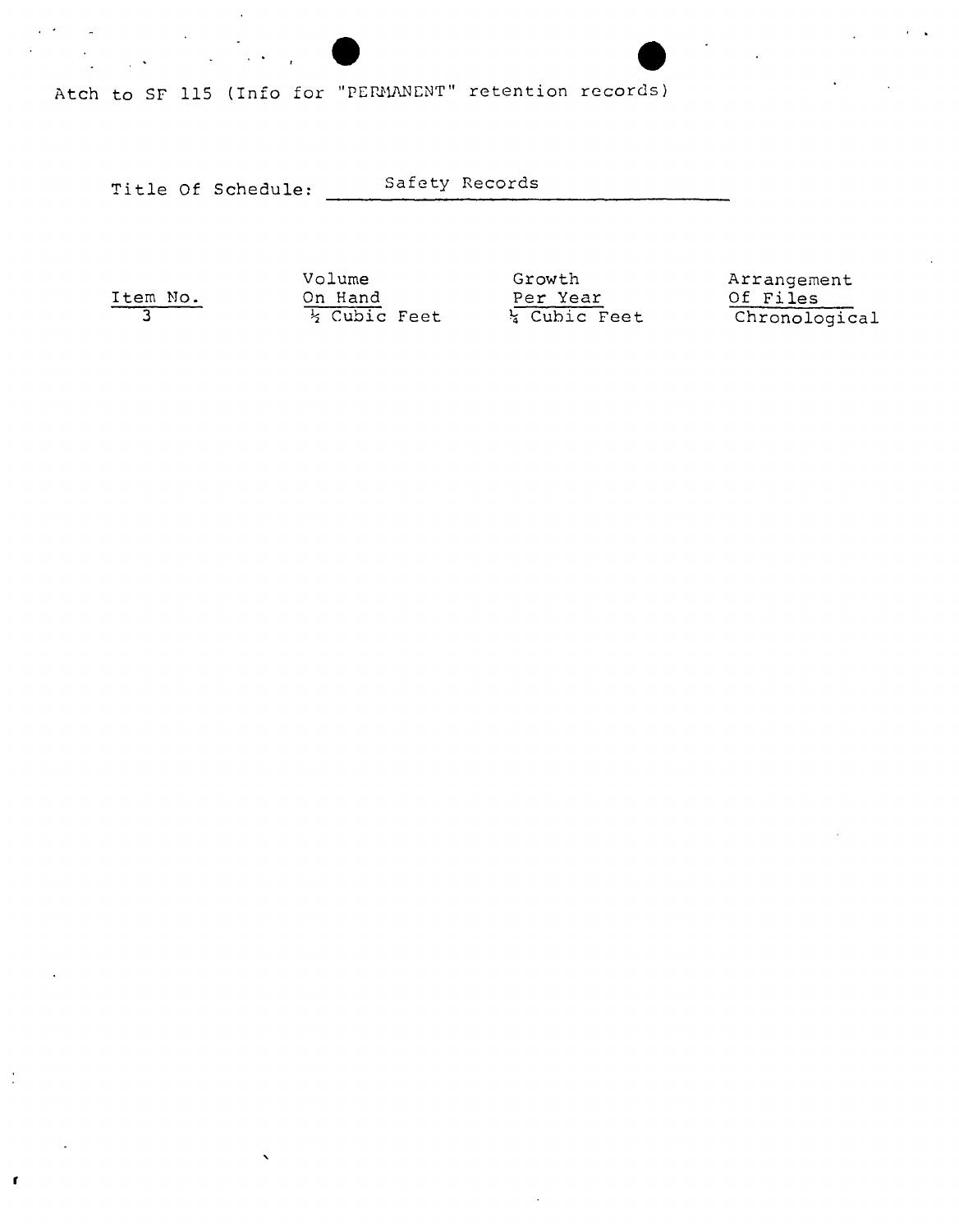Atch to SF 115 (Info for "PERMANENT" retention records)

Title Of Schedule: Safety Records

| Item No. | Volume On Hand | Growth Per Year | Arrangement Of Files |
| --- | --- | --- | --- |
| 3 | ½ Cubic Feet | ¼ Cubic Feet | Chronological |